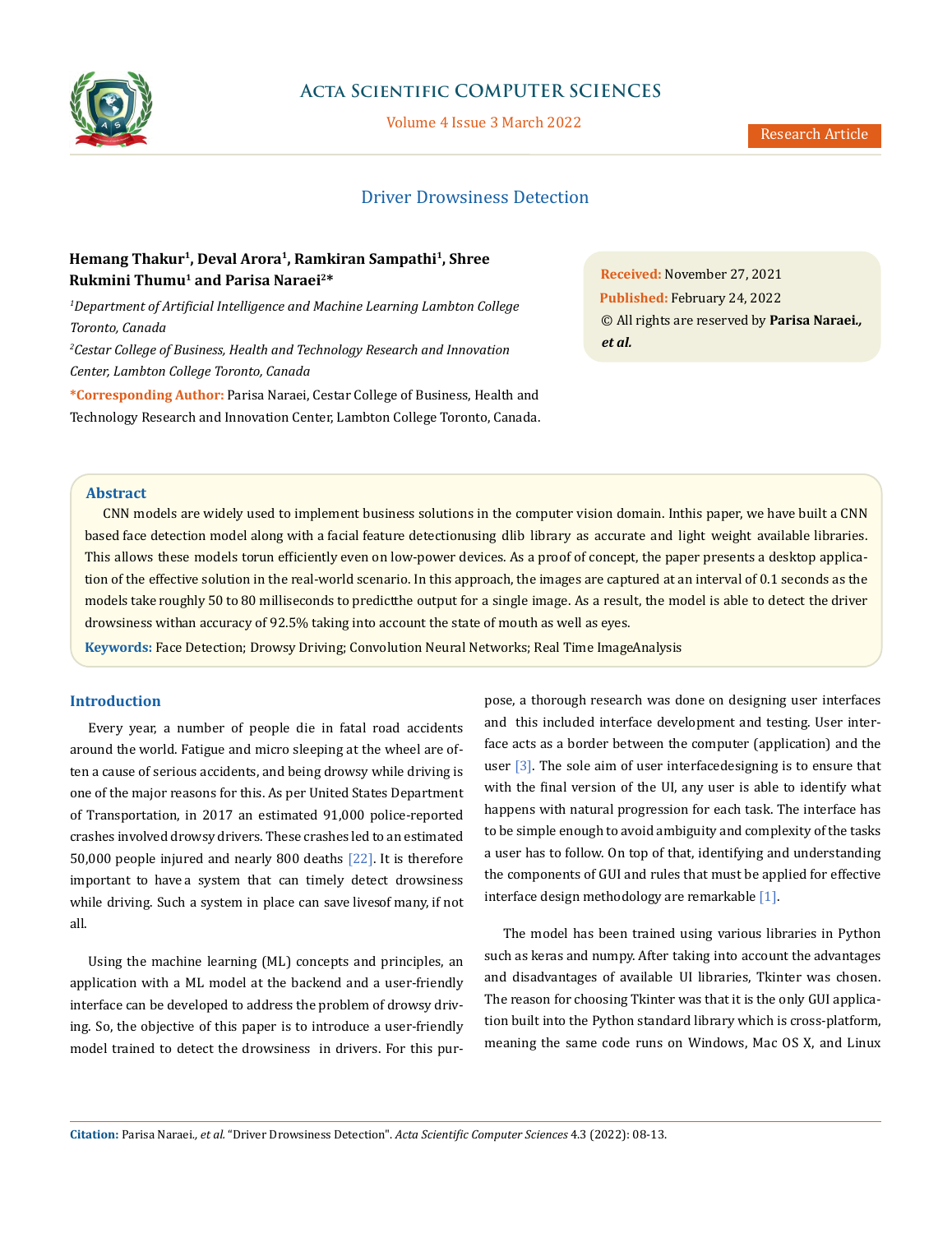# Driver Drowsiness Detection

**Hemang Thakur[1], Deval Arora[1], Ramkiran Sampathi[1], Shree Rukmini Thumu[1] and Parisa Naraei[2]***

*[1]Department of Artificial Intelligence and Machine Learning Lambton College Toronto, Canada*

*[2]Cestar College of Business, Health and Technology Research and Innovation Center, Lambton College Toronto, Canada*

***Corresponding Author:** Parisa Naraei, Cestar College of Business, Health and Technology Research and Innovation Center, Lambton College Toronto, Canada.

**Received:** November 27, 2021
**Published:** February 24, 2022
© All rights are reserved by **Parisa Naraei., *et al.***

## Abstract

CNN models are widely used to implement business solutions in the computer vision domain. Inthis paper, we have built a CNN based face detection model along with a facial feature detectionusing dlib library as accurate and light weight available libraries. This allows these models torun efficiently even on low-power devices. As a proof of concept, the paper presents a desktop application of the effective solution in the real-world scenario. In this approach, the images are captured at an interval of 0.1 seconds as the models take roughly 50 to 80 milliseconds to predictthe output for a single image. As a result, the model is able to detect the driver drowsiness withan accuracy of 92.5% taking into account the state of mouth as well as eyes.

**Keywords:** Face Detection; Drowsy Driving; Convolution Neural Networks; Real Time ImageAnalysis

## Introduction

Every year, a number of people die in fatal road accidents around the world. Fatigue and micro sleeping at the wheel are often a cause of serious accidents, and being drowsy while driving is one of the major reasons for this. As per United States Department of Transportation, in 2017 an estimated 91,000 police-reported crashes involved drowsy drivers. These crashes led to an estimated 50,000 people injured and nearly 800 deaths [22]. It is therefore important to have a system that can timely detect drowsiness while driving. Such a system in place can save livesof many, if not all.

Using the machine learning (ML) concepts and principles, an application with a ML model at the backend and a user-friendly interface can be developed to address the problem of drowsy driving. So, the objective of this paper is to introduce a user-friendly model trained to detect the drowsiness in drivers. For this purpose, a thorough research was done on designing user interfaces and this included interface development and testing. User interface acts as a border between the computer (application) and the user [3]. The sole aim of user interfacedesigning is to ensure that with the final version of the UI, any user is able to identify what happens with natural progression for each task. The interface has to be simple enough to avoid ambiguity and complexity of the tasks a user has to follow. On top of that, identifying and understanding the components of GUI and rules that must be applied for effective interface design methodology are remarkable [1].

The model has been trained using various libraries in Python such as keras and numpy. After taking into account the advantages and disadvantages of available UI libraries, Tkinter was chosen. The reason for choosing Tkinter was that it is the only GUI application built into the Python standard library which is cross-platform, meaning the same code runs on Windows, Mac OS X, and Linux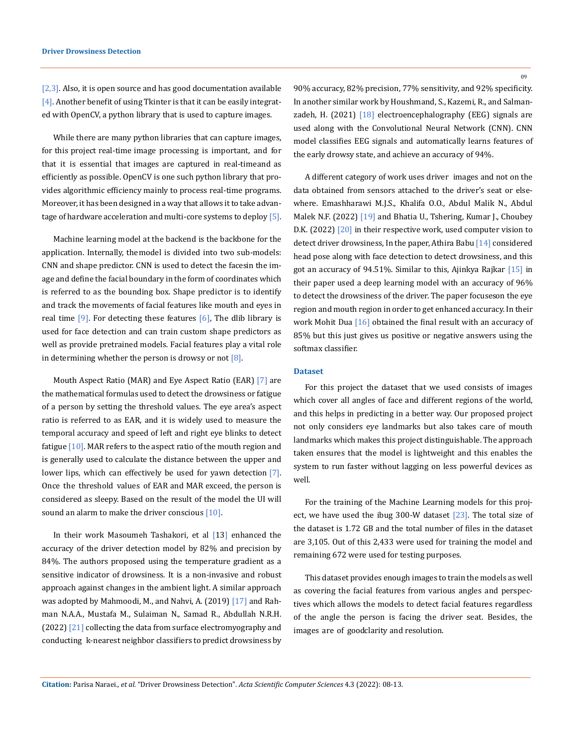[2,3]. Also, it is open source and has good documentation available [4]. Another benefit of using Tkinter is that it can be easily integrated with OpenCV, a python library that is used to capture images.

While there are many python libraries that can capture images, for this project real-time image processing is important, and for that it is essential that images are captured in real-timeand as efficiently as possible. OpenCV is one such python library that provides algorithmic efficiency mainly to process real-time programs. Moreover, it has been designed in a way that allows it to take advantage of hardware acceleration and multi-core systems to deploy [5].

Machine learning model at the backend is the backbone for the application. Internally, themodel is divided into two sub-models: CNN and shape predictor. CNN is used to detect the facesin the image and define the facial boundary in the form of coordinates which is referred to as the bounding box. Shape predictor is to identify and track the movements of facial features like mouth and eyes in real time [9]. For detecting these features [6], The dlib library is used for face detection and can train custom shape predictors as well as provide pretrained models. Facial features play a vital role in determining whether the person is drowsy or not [8].

Mouth Aspect Ratio (MAR) and Eye Aspect Ratio (EAR) [7] are the mathematical formulas used to detect the drowsiness or fatigue of a person by setting the threshold values. The eye area's aspect ratio is referred to as EAR, and it is widely used to measure the temporal accuracy and speed of left and right eye blinks to detect fatigue [10]. MAR refers to the aspect ratio of the mouth region and is generally used to calculate the distance between the upper and lower lips, which can effectively be used for yawn detection [7]. Once the threshold values of EAR and MAR exceed, the person is considered as sleepy. Based on the result of the model the UI will sound an alarm to make the driver conscious [10].

In their work Masoumeh Tashakori, et al [13] enhanced the accuracy of the driver detection model by 82% and precision by 84%. The authors proposed using the temperature gradient as a sensitive indicator of drowsiness. It is a non-invasive and robust approach against changes in the ambient light. A similar approach was adopted by Mahmoodi, M., and Nahvi, A. (2019) [17] and Rahman N.A.A., Mustafa M., Sulaiman N., Samad R., Abdullah N.R.H. (2022) [21] collecting the data from surface electromyography and conducting k-nearest neighbor classifiers to predict drowsiness by 90% accuracy, 82% precision, 77% sensitivity, and 92% specificity. In another similar work by Houshmand, S., Kazemi, R., and Salmanzadeh, H. (2021) [18] electroencephalography (EEG) signals are used along with the Convolutional Neural Network (CNN). CNN model classifies EEG signals and automatically learns features of the early drowsy state, and achieve an accuracy of 94%.

A different category of work uses driver images and not on the data obtained from sensors attached to the driver's seat or elsewhere. Emashharawi M.J.S., Khalifa O.O., Abdul Malik N., Abdul Malek N.F. (2022) [19] and Bhatia U., Tshering, Kumar J., Choubey D.K. (2022) [20] in their respective work, used computer vision to detect driver drowsiness, In the paper, Athira Babu [14] considered head pose along with face detection to detect drowsiness, and this got an accuracy of 94.51%. Similar to this, Ajinkya Rajkar [15] in their paper used a deep learning model with an accuracy of 96% to detect the drowsiness of the driver. The paper focuseson the eye region and mouth region in order to get enhanced accuracy. In their work Mohit Dua [16] obtained the final result with an accuracy of 85% but this just gives us positive or negative answers using the softmax classifier.

## Dataset

For this project the dataset that we used consists of images which cover all angles of face and different regions of the world, and this helps in predicting in a better way. Our proposed project not only considers eye landmarks but also takes care of mouth landmarks which makes this project distinguishable. The approach taken ensures that the model is lightweight and this enables the system to run faster without lagging on less powerful devices as well.

For the training of the Machine Learning models for this project, we have used the ibug 300-W dataset [23]. The total size of the dataset is 1.72 GB and the total number of files in the dataset are 3,105. Out of this 2,433 were used for training the model and remaining 672 were used for testing purposes.

This dataset provides enough images to train the models as well as covering the facial features from various angles and perspectives which allows the models to detect facial features regardless of the angle the person is facing the driver seat. Besides, the images are of goodclarity and resolution.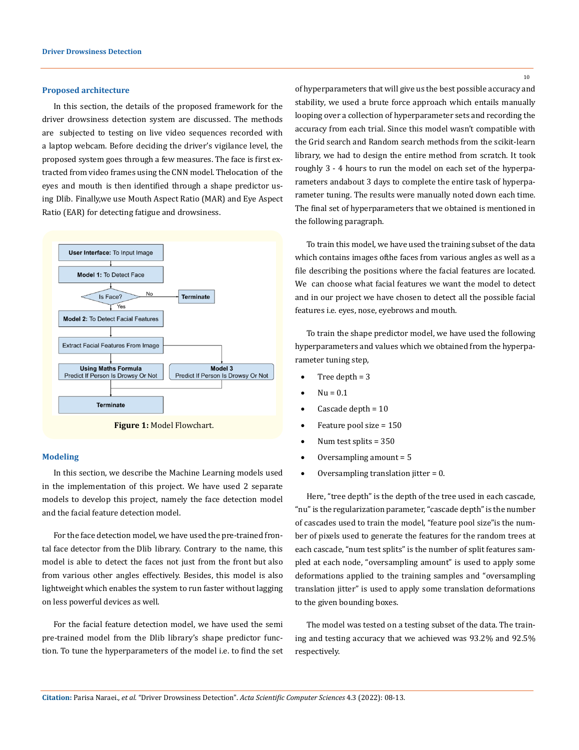## Proposed architecture

In this section, the details of the proposed framework for the driver drowsiness detection system are discussed. The methods are subjected to testing on live video sequences recorded with a laptop webcam. Before deciding the driver's vigilance level, the proposed system goes through a few measures. The face is first extracted from video frames using the CNN model. Thelocation of the eyes and mouth is then identified through a shape predictor using Dlib. Finally,we use Mouth Aspect Ratio (MAR) and Eye Aspect Ratio (EAR) for detecting fatigue and drowsiness.

**Figure 1:** Model Flowchart.

## Modeling

In this section, we describe the Machine Learning models used in the implementation of this project. We have used 2 separate models to develop this project, namely the face detection model and the facial feature detection model.

For the face detection model, we have used the pre-trained frontal face detector from the Dlib library. Contrary to the name, this model is able to detect the faces not just from the front but also from various other angles effectively. Besides, this model is also lightweight which enables the system to run faster without lagging on less powerful devices as well.

For the facial feature detection model, we have used the semi pre-trained model from the Dlib library's shape predictor function. To tune the hyperparameters of the model i.e. to find the set of hyperparameters that will give us the best possible accuracy and stability, we used a brute force approach which entails manually looping over a collection of hyperparameter sets and recording the accuracy from each trial. Since this model wasn't compatible with the Grid search and Random search methods from the scikit-learn library, we had to design the entire method from scratch. It took roughly 3 - 4 hours to run the model on each set of the hyperparameters andabout 3 days to complete the entire task of hyperparameter tuning. The results were manually noted down each time. The final set of hyperparameters that we obtained is mentioned in the following paragraph.

To train this model, we have used the training subset of the data which contains images ofthe faces from various angles as well as a file describing the positions where the facial features are located. We can choose what facial features we want the model to detect and in our project we have chosen to detect all the possible facial features i.e. eyes, nose, eyebrows and mouth.

To train the shape predictor model, we have used the following hyperparameters and values which we obtained from the hyperparameter tuning step,

- Tree depth = 3
- Nu = 0.1
- Cascade depth = 10
- Feature pool size = 150
- Num test splits = 350
- Oversampling amount = 5
- Oversampling translation jitter = 0.

Here, "tree depth" is the depth of the tree used in each cascade, "nu" is the regularization parameter, "cascade depth" is the number of cascades used to train the model, "feature pool size"is the number of pixels used to generate the features for the random trees at each cascade, "num test splits" is the number of split features sampled at each node, "oversampling amount" is used to apply some deformations applied to the training samples and "oversampling translation jitter" is used to apply some translation deformations to the given bounding boxes.

The model was tested on a testing subset of the data. The training and testing accuracy that we achieved was 93.2% and 92.5% respectively.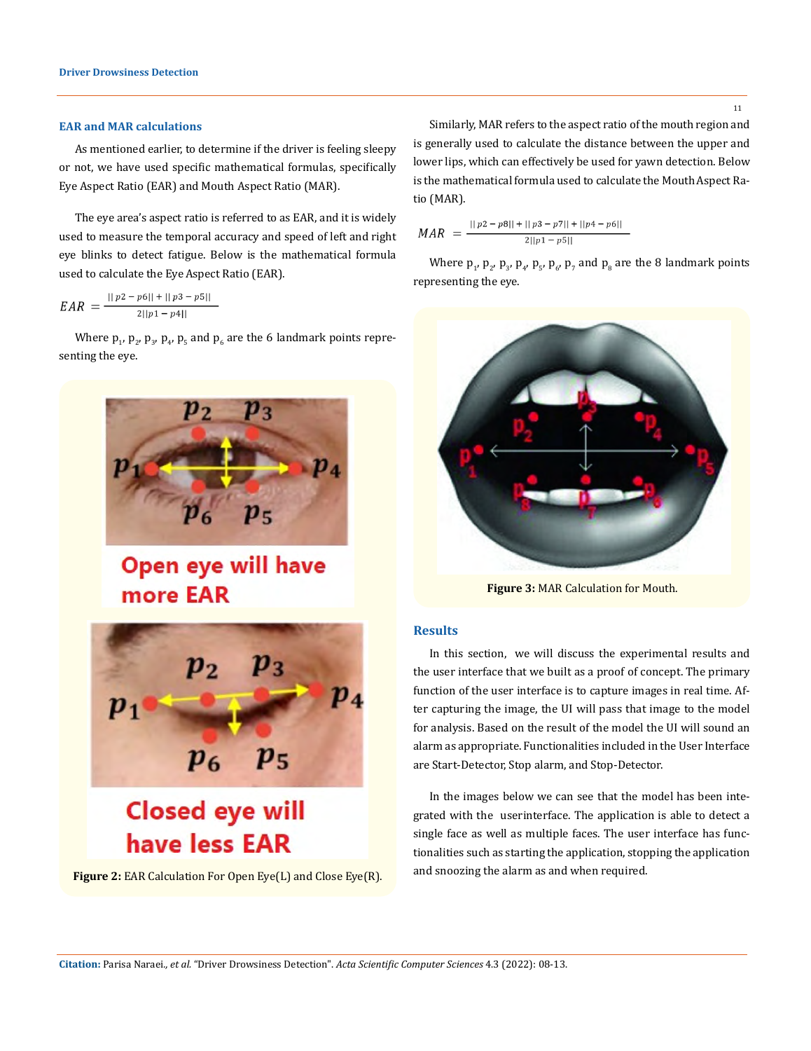## EAR and MAR calculations

As mentioned earlier, to determine if the driver is feeling sleepy or not, we have used specific mathematical formulas, specifically Eye Aspect Ratio (EAR) and Mouth Aspect Ratio (MAR).

The eye area's aspect ratio is referred to as EAR, and it is widely used to measure the temporal accuracy and speed of left and right eye blinks to detect fatigue. Below is the mathematical formula used to calculate the Eye Aspect Ratio (EAR).

$$EAR = \frac{||p2 - p6|| + ||p3 - p5||}{2||p1 - p4||}$$

Where $p_1$, $p_2$, $p_3$, $p_4$, $p_5$ and $p_6$ are the 6 landmark points representing the eye.

**Figure 2:** EAR Calculation For Open Eye(L) and Close Eye(R).

Similarly, MAR refers to the aspect ratio of the mouth region and is generally used to calculate the distance between the upper and lower lips, which can effectively be used for yawn detection. Below is the mathematical formula used to calculate the Mouth Aspect Ratio (MAR).

$$MAR = \frac{||p2 - p8|| + ||p3 - p7|| + ||p4 - p6||}{2||p1 - p5||}$$

Where $p_1$, $p_2$, $p_3$, $p_4$, $p_5$, $p_6$, $p_7$ and $p_8$ are the 8 landmark points representing the eye.

**Figure 3:** MAR Calculation for Mouth.

## Results

In this section, we will discuss the experimental results and the user interface that we built as a proof of concept. The primary function of the user interface is to capture images in real time. After capturing the image, the UI will pass that image to the model for analysis. Based on the result of the model the UI will sound an alarm as appropriate. Functionalities included in the User Interface are Start-Detector, Stop alarm, and Stop-Detector.

In the images below we can see that the model has been integrated with the userinterface. The application is able to detect a single face as well as multiple faces. The user interface has functionalities such as starting the application, stopping the application and snoozing the alarm as and when required.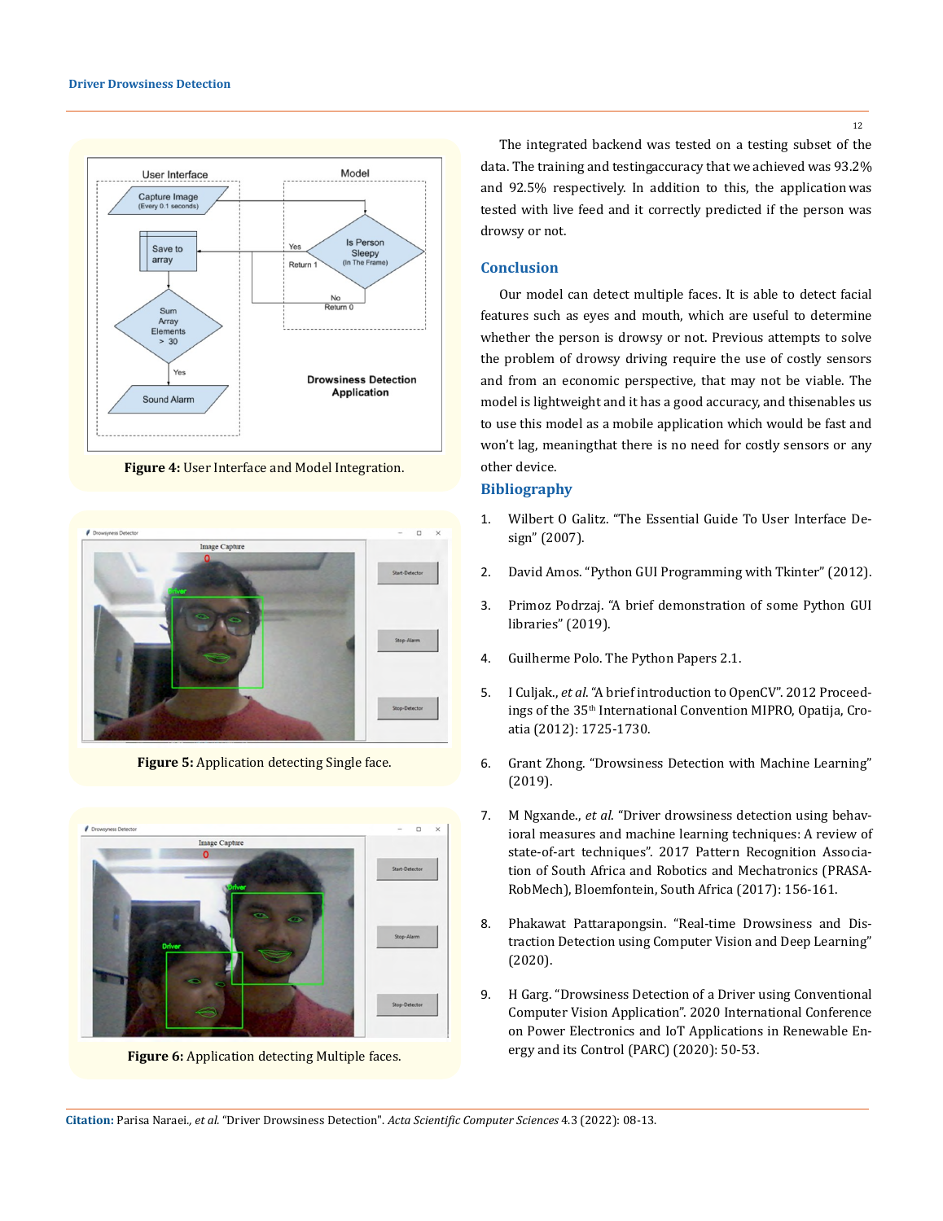Figure 4: User Interface and Model Integration.

Figure 5: Application detecting Single face.

Figure 6: Application detecting Multiple faces.

The integrated backend was tested on a testing subset of the data. The training and testingaccuracy that we achieved was 93.2% and 92.5% respectively. In addition to this, the application was tested with live feed and it correctly predicted if the person was drowsy or not.

## Conclusion

Our model can detect multiple faces. It is able to detect facial features such as eyes and mouth, which are useful to determine whether the person is drowsy or not. Previous attempts to solve the problem of drowsy driving require the use of costly sensors and from an economic perspective, that may not be viable. The model is lightweight and it has a good accuracy, and thisenables us to use this model as a mobile application which would be fast and won't lag, meaningthat there is no need for costly sensors or any other device.

## Bibliography

1. Wilbert O Galitz. "The Essential Guide To User Interface Design" (2007).
2. David Amos. "Python GUI Programming with Tkinter" (2012).
3. Primoz Podrzaj. "A brief demonstration of some Python GUI libraries" (2019).
4. Guilherme Polo. The Python Papers 2.1.
5. I Culjak., *et al*. "A brief introduction to OpenCV". 2012 Proceedings of the 35th International Convention MIPRO, Opatija, Croatia (2012): 1725-1730.
6. Grant Zhong. "Drowsiness Detection with Machine Learning" (2019).
7. M Ngxande., *et al*. "Driver drowsiness detection using behavioral measures and machine learning techniques: A review of state-of-art techniques". 2017 Pattern Recognition Association of South Africa and Robotics and Mechatronics (PRASA-RobMech), Bloemfontein, South Africa (2017): 156-161.
8. Phakawat Pattarapongsin. "Real-time Drowsiness and Distraction Detection using Computer Vision and Deep Learning" (2020).
9. H Garg. "Drowsiness Detection of a Driver using Conventional Computer Vision Application". 2020 International Conference on Power Electronics and IoT Applications in Renewable Energy and its Control (PARC) (2020): 50-53.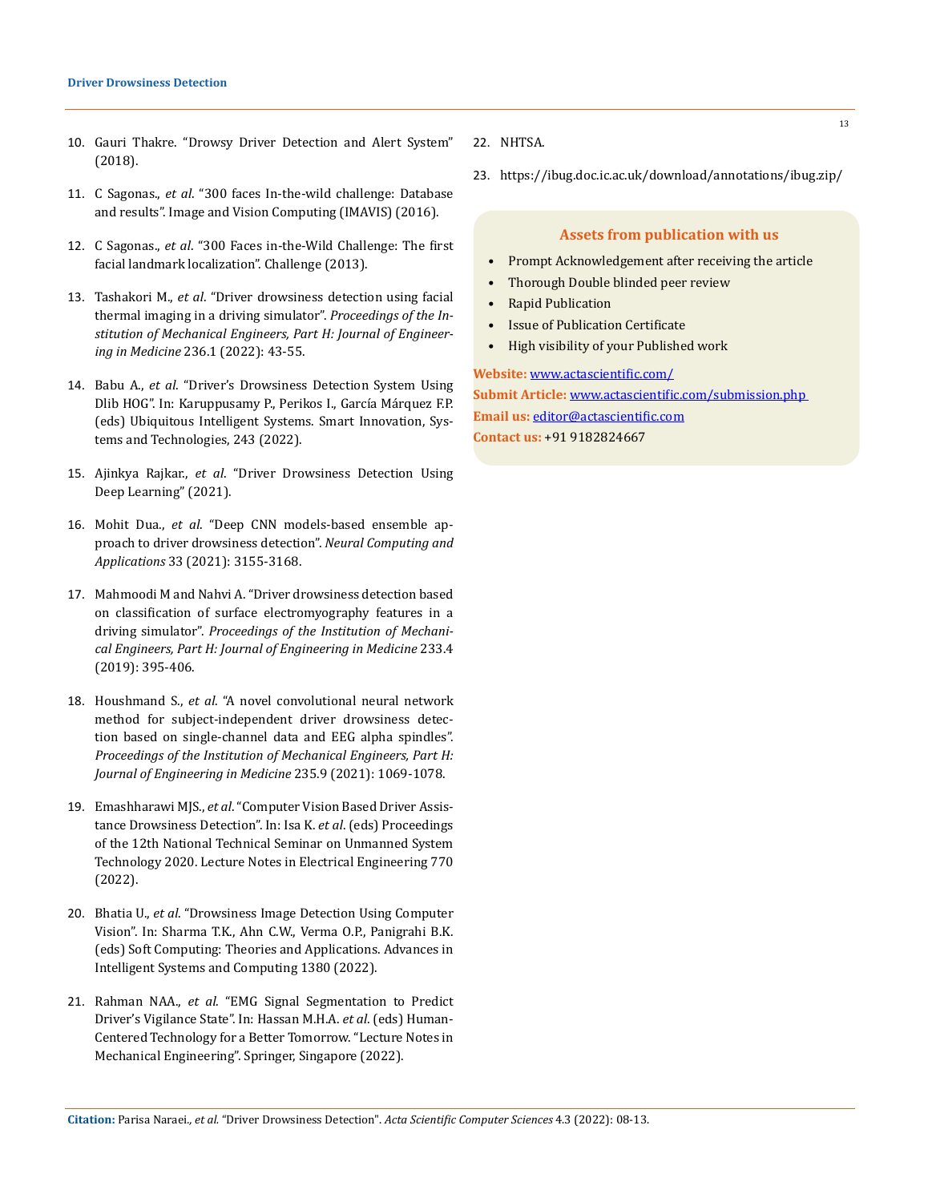10. Gauri Thakre. "Drowsy Driver Detection and Alert System" (2018).

11. C Sagonas., *et al*. "300 faces In-the-wild challenge: Database and results". Image and Vision Computing (IMAVIS) (2016).

12. C Sagonas., *et al*. "300 Faces in-the-Wild Challenge: The first facial landmark localization". Challenge (2013).

13. Tashakori M., *et al*. "Driver drowsiness detection using facial thermal imaging in a driving simulator". *Proceedings of the Institution of Mechanical Engineers, Part H: Journal of Engineering in Medicine* 236.1 (2022): 43-55.

14. Babu A., *et al*. "Driver's Drowsiness Detection System Using Dlib HOG". In: Karuppusamy P., Perikos I., García Márquez F.P. (eds) Ubiquitous Intelligent Systems. Smart Innovation, Systems and Technologies, 243 (2022).

15. Ajinkya Rajkar., *et al*. "Driver Drowsiness Detection Using Deep Learning" (2021).

16. Mohit Dua., *et al*. "Deep CNN models-based ensemble approach to driver drowsiness detection". *Neural Computing and Applications* 33 (2021): 3155-3168.

17. Mahmoodi M and Nahvi A. "Driver drowsiness detection based on classification of surface electromyography features in a driving simulator". *Proceedings of the Institution of Mechanical Engineers, Part H: Journal of Engineering in Medicine* 233.4 (2019): 395-406.

18. Houshmand S., *et al*. "A novel convolutional neural network method for subject-independent driver drowsiness detection based on single-channel data and EEG alpha spindles". *Proceedings of the Institution of Mechanical Engineers, Part H: Journal of Engineering in Medicine* 235.9 (2021): 1069-1078.

19. Emashharawi MJS., *et al*. "Computer Vision Based Driver Assistance Drowsiness Detection". In: Isa K. *et al*. (eds) Proceedings of the 12th National Technical Seminar on Unmanned System Technology 2020. Lecture Notes in Electrical Engineering 770 (2022).

20. Bhatia U., *et al*. "Drowsiness Image Detection Using Computer Vision". In: Sharma T.K., Ahn C.W., Verma O.P., Panigrahi B.K. (eds) Soft Computing: Theories and Applications. Advances in Intelligent Systems and Computing 1380 (2022).

21. Rahman NAA., *et al*. "EMG Signal Segmentation to Predict Driver's Vigilance State". In: Hassan M.H.A. *et al*. (eds) Human-Centered Technology for a Better Tomorrow. "Lecture Notes in Mechanical Engineering". Springer, Singapore (2022).

22. NHTSA.

23. https://ibug.doc.ic.ac.uk/download/annotations/ibug.zip/

**Assets from publication with us**

- Prompt Acknowledgement after receiving the article
- Thorough Double blinded peer review
- Rapid Publication
- Issue of Publication Certificate
- High visibility of your Published work

**Website:** www.actascientific.com/
**Submit Article:** www.actascientific.com/submission.php
**Email us:** editor@actascientific.com
**Contact us:** +91 9182824667